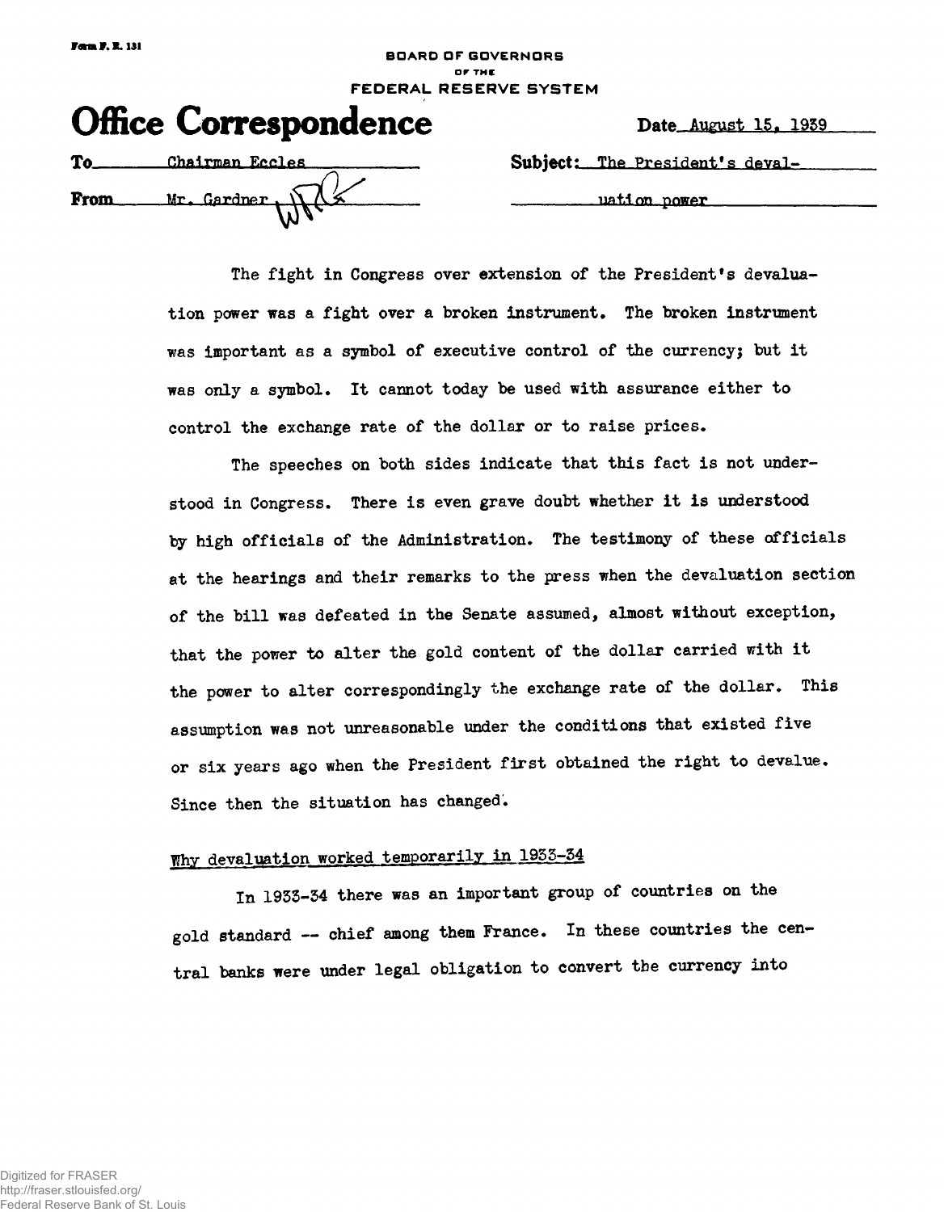Form F. R. 131

BOARD OF GOVERNORS
OF THE
FEDERAL RESERVE SYSTEM

# Office Correspondence

Date August 15, 1939

To Chairman Eccles

From Mr. Gardner

Subject: The President's devaluation power

The fight in Congress over extension of the President's devaluation power was a fight over a broken instrument. The broken instrument was important as a symbol of executive control of the currency; but it was only a symbol. It cannot today be used with assurance either to control the exchange rate of the dollar or to raise prices.

The speeches on both sides indicate that this fact is not understood in Congress. There is even grave doubt whether it is understood by high officials of the Administration. The testimony of these officials at the hearings and their remarks to the press when the devaluation section of the bill was defeated in the Senate assumed, almost without exception, that the power to alter the gold content of the dollar carried with it the power to alter correspondingly the exchange rate of the dollar. This assumption was not unreasonable under the conditions that existed five or six years ago when the President first obtained the right to devalue. Since then the situation has changed.

## Why devaluation worked temporarily in 1933-34

In 1933-34 there was an important group of countries on the gold standard -- chief among them France. In these countries the central banks were under legal obligation to convert the currency into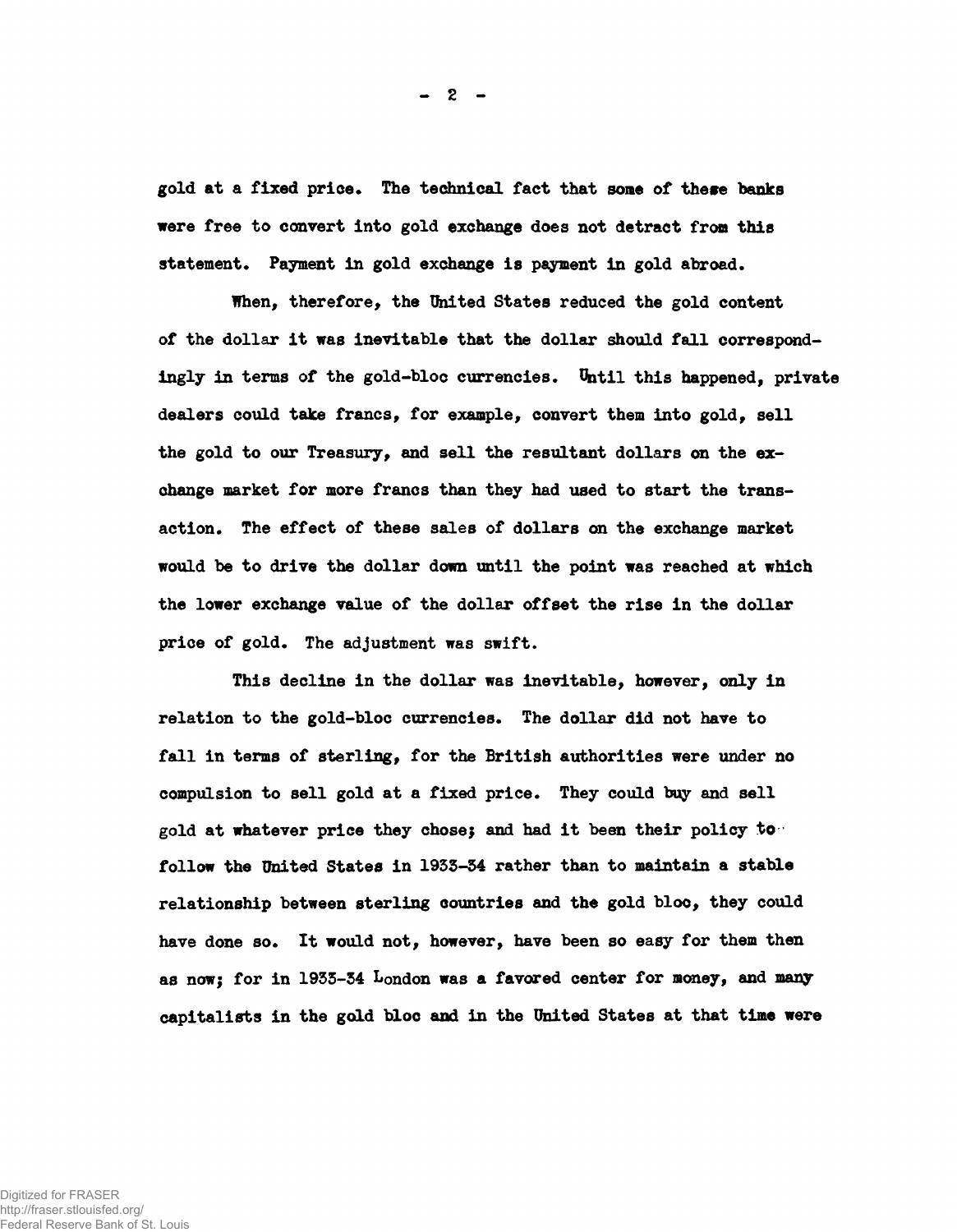gold at a fixed price. The technical fact that some of these banks were free to convert into gold exchange does not detract from this statement. Payment in gold exchange is payment in gold abroad.

When, therefore, the United States reduced the gold content of the dollar it was inevitable that the dollar should fall correspondingly in terms of the gold-bloc currencies. Until this happened, private dealers could take francs, for example, convert them into gold, sell the gold to our Treasury, and sell the resultant dollars on the exchange market for more francs than they had used to start the transaction. The effect of these sales of dollars on the exchange market would be to drive the dollar down until the point was reached at which the lower exchange value of the dollar offset the rise in the dollar price of gold. The adjustment was swift.

This decline in the dollar was inevitable, however, only in relation to the gold-bloc currencies. The dollar did not have to fall in terms of sterling, for the British authorities were under no compulsion to sell gold at a fixed price. They could buy and sell gold at whatever price they chose; and had it been their policy to follow the United States in 1933-34 rather than to maintain a stable relationship between sterling countries and the gold bloc, they could have done so. It would not, however, have been so easy for them then as now; for in 1933-34 London was a favored center for money, and many capitalists in the gold bloc and in the United States at that time were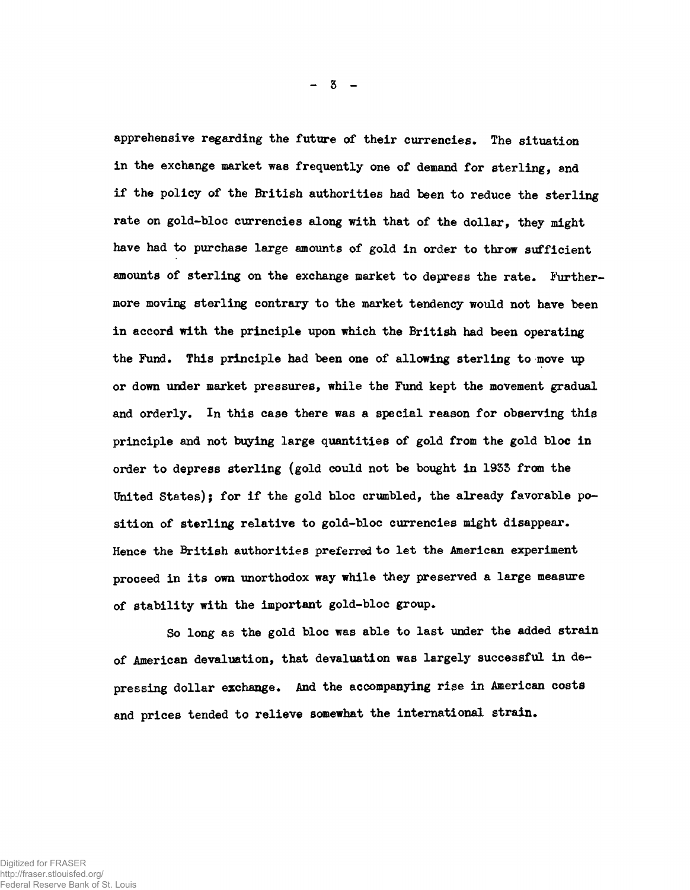apprehensive regarding the future of their currencies. The situation in the exchange market was frequently one of demand for sterling, and if the policy of the British authorities had been to reduce the sterling rate on gold-bloc currencies along with that of the dollar, they might have had to purchase large amounts of gold in order to throw sufficient amounts of sterling on the exchange market to depress the rate. Furthermore moving sterling contrary to the market tendency would not have been in accord with the principle upon which the British had been operating the Fund. This principle had been one of allowing sterling to move up or down under market pressures, while the Fund kept the movement gradual and orderly. In this case there was a special reason for observing this principle and not buying large quantities of gold from the gold bloc in order to depress sterling (gold could not be bought in 1933 from the United States); for if the gold bloc crumbled, the already favorable position of sterling relative to gold-bloc currencies might disappear. Hence the British authorities preferred to let the American experiment proceed in its own unorthodox way while they preserved a large measure of stability with the important gold-bloc group.

So long as the gold bloc was able to last under the added strain of American devaluation, that devaluation was largely successful in depressing dollar exchange. And the accompanying rise in American costs and prices tended to relieve somewhat the international strain.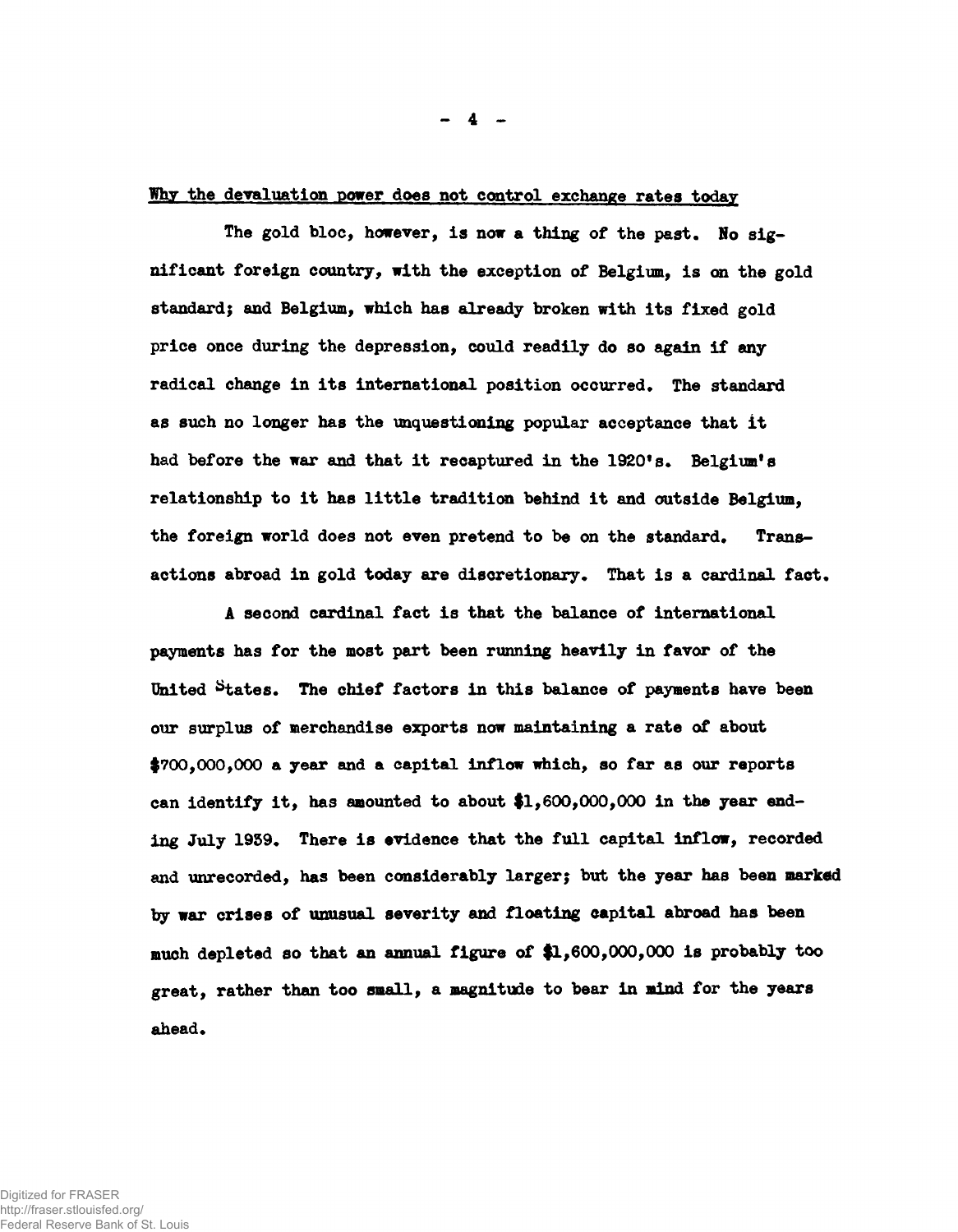## Why the devaluation power does not control exchange rates today

The gold bloc, however, is now a thing of the past. No significant foreign country, with the exception of Belgium, is on the gold standard; and Belgium, which has already broken with its fixed gold price once during the depression, could readily do so again if any radical change in its international position occurred. The standard as such no longer has the unquestioning popular acceptance that it had before the war and that it recaptured in the 1920's. Belgium's relationship to it has little tradition behind it and outside Belgium, the foreign world does not even pretend to be on the standard. Transactions abroad in gold today are discretionary. That is a cardinal fact.

A second cardinal fact is that the balance of international payments has for the most part been running heavily in favor of the United States. The chief factors in this balance of payments have been our surplus of merchandise exports now maintaining a rate of about $700,000,000 a year and a capital inflow which, so far as our reports can identify it, has amounted to about $1,600,000,000 in the year ending July 1939. There is evidence that the full capital inflow, recorded and unrecorded, has been considerably larger; but the year has been marked by war crises of unusual severity and floating capital abroad has been much depleted so that an annual figure of $1,600,000,000 is probably too great, rather than too small, a magnitude to bear in mind for the years ahead.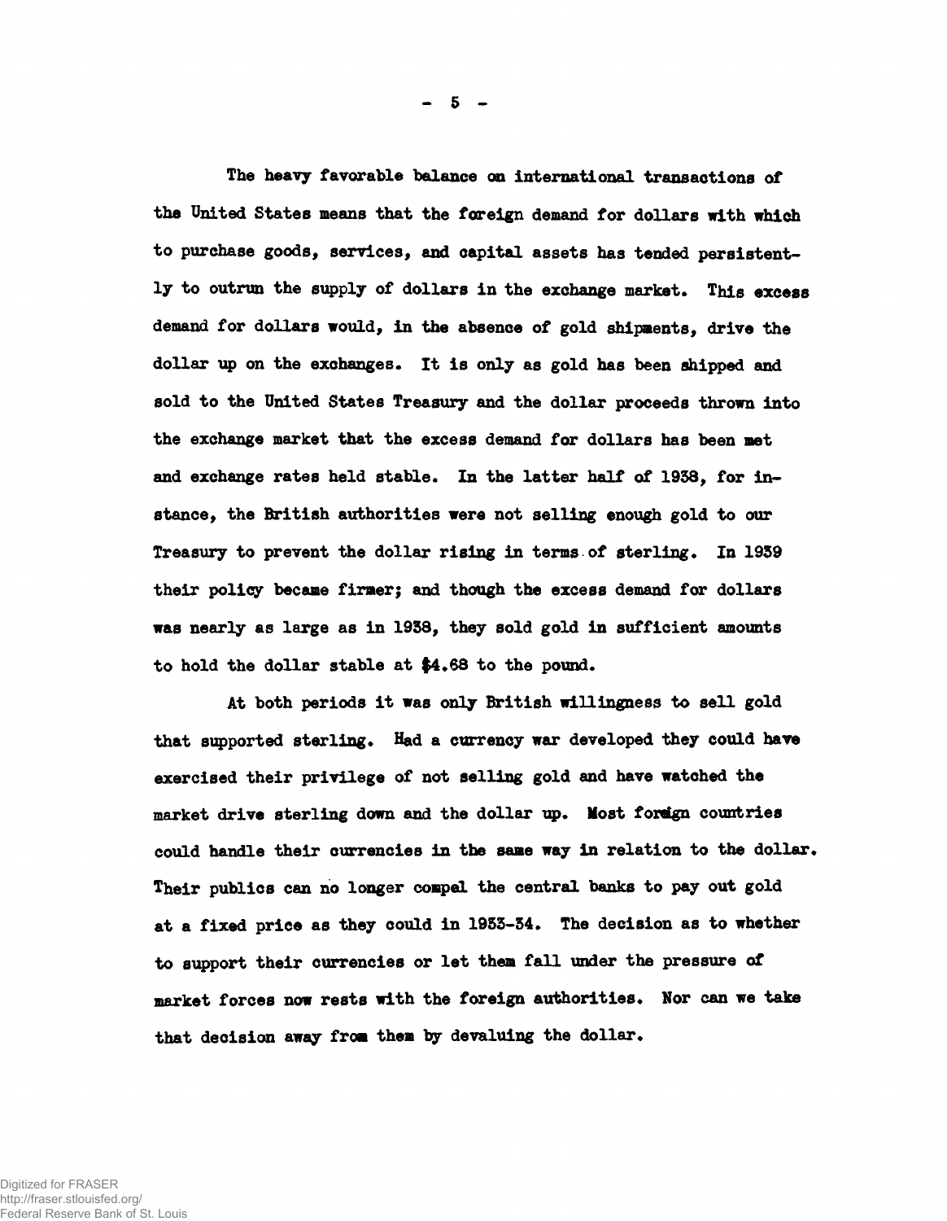The heavy favorable balance on international transactions of the United States means that the foreign demand for dollars with which to purchase goods, services, and capital assets has tended persistently to outrun the supply of dollars in the exchange market. This excess demand for dollars would, in the absence of gold shipments, drive the dollar up on the exchanges. It is only as gold has been shipped and sold to the United States Treasury and the dollar proceeds thrown into the exchange market that the excess demand for dollars has been met and exchange rates held stable. In the latter half of 1938, for instance, the British authorities were not selling enough gold to our Treasury to prevent the dollar rising in terms of sterling. In 1939 their policy became firmer; and though the excess demand for dollars was nearly as large as in 1938, they sold gold in sufficient amounts to hold the dollar stable at $4.68 to the pound.

At both periods it was only British willingness to sell gold that supported sterling. Had a currency war developed they could have exercised their privilege of not selling gold and have watched the market drive sterling down and the dollar up. Most foreign countries could handle their currencies in the same way in relation to the dollar. Their publics can no longer compel the central banks to pay out gold at a fixed price as they could in 1933-34. The decision as to whether to support their currencies or let them fall under the pressure of market forces now rests with the foreign authorities. Nor can we take that decision away from them by devaluing the dollar.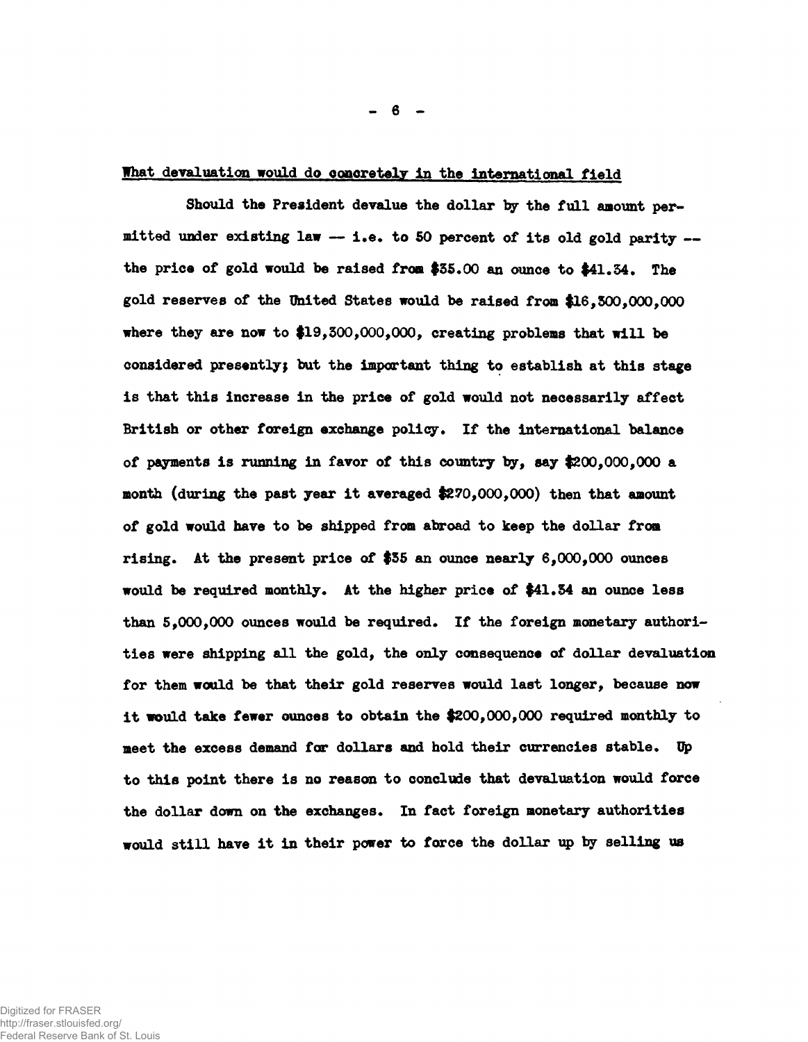## What devaluation would do concretely in the international field

Should the President devalue the dollar by the full amount permitted under existing law -- i.e. to 50 percent of its old gold parity -- the price of gold would be raised from $35.00 an ounce to $41.34. The gold reserves of the United States would be raised from $16,300,000,000 where they are now to $19,300,000,000, creating problems that will be considered presently; but the important thing to establish at this stage is that this increase in the price of gold would not necessarily affect British or other foreign exchange policy. If the international balance of payments is running in favor of this country by, say $200,000,000 a month (during the past year it averaged $270,000,000) then that amount of gold would have to be shipped from abroad to keep the dollar from rising. At the present price of $35 an ounce nearly 6,000,000 ounces would be required monthly. At the higher price of $41.34 an ounce less than 5,000,000 ounces would be required. If the foreign monetary authorities were shipping all the gold, the only consequence of dollar devaluation for them would be that their gold reserves would last longer, because now it would take fewer ounces to obtain the $200,000,000 required monthly to meet the excess demand for dollars and hold their currencies stable. Up to this point there is no reason to conclude that devaluation would force the dollar down on the exchanges. In fact foreign monetary authorities would still have it in their power to force the dollar up by selling us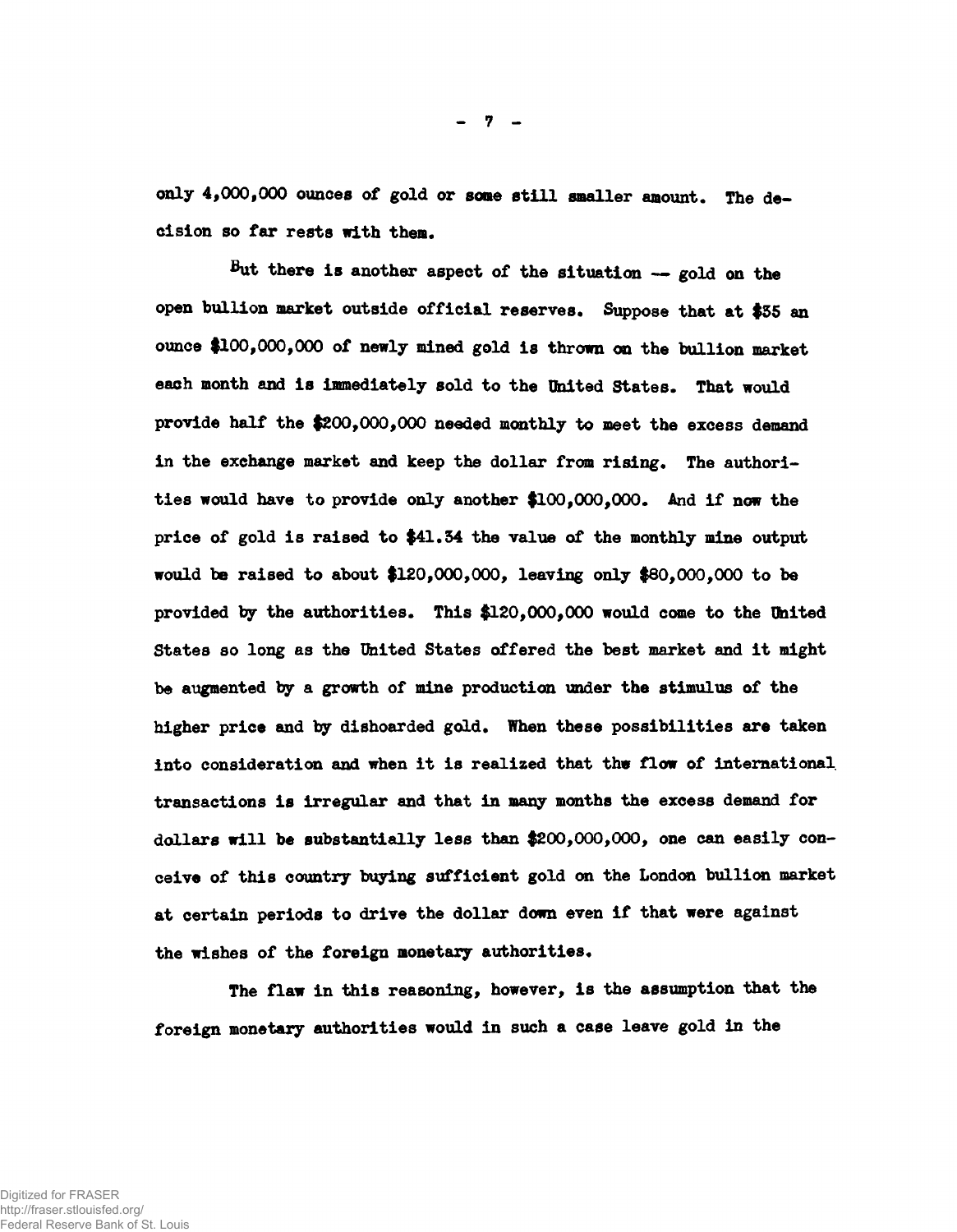only 4,000,000 ounces of gold or some still smaller amount. The decision so far rests with them.

But there is another aspect of the situation -- gold on the open bullion market outside official reserves. Suppose that at $35 an ounce $100,000,000 of newly mined gold is thrown on the bullion market each month and is immediately sold to the United States. That would provide half the $200,000,000 needed monthly to meet the excess demand in the exchange market and keep the dollar from rising. The authorities would have to provide only another $100,000,000. And if now the price of gold is raised to $41.34 the value of the monthly mine output would be raised to about $120,000,000, leaving only $80,000,000 to be provided by the authorities. This $120,000,000 would come to the United States so long as the United States offered the best market and it might be augmented by a growth of mine production under the stimulus of the higher price and by dishoarded gold. When these possibilities are taken into consideration and when it is realized that the flow of international transactions is irregular and that in many months the excess demand for dollars will be substantially less than $200,000,000, one can easily conceive of this country buying sufficient gold on the London bullion market at certain periods to drive the dollar down even if that were against the wishes of the foreign monetary authorities.

The flaw in this reasoning, however, is the assumption that the foreign monetary authorities would in such a case leave gold in the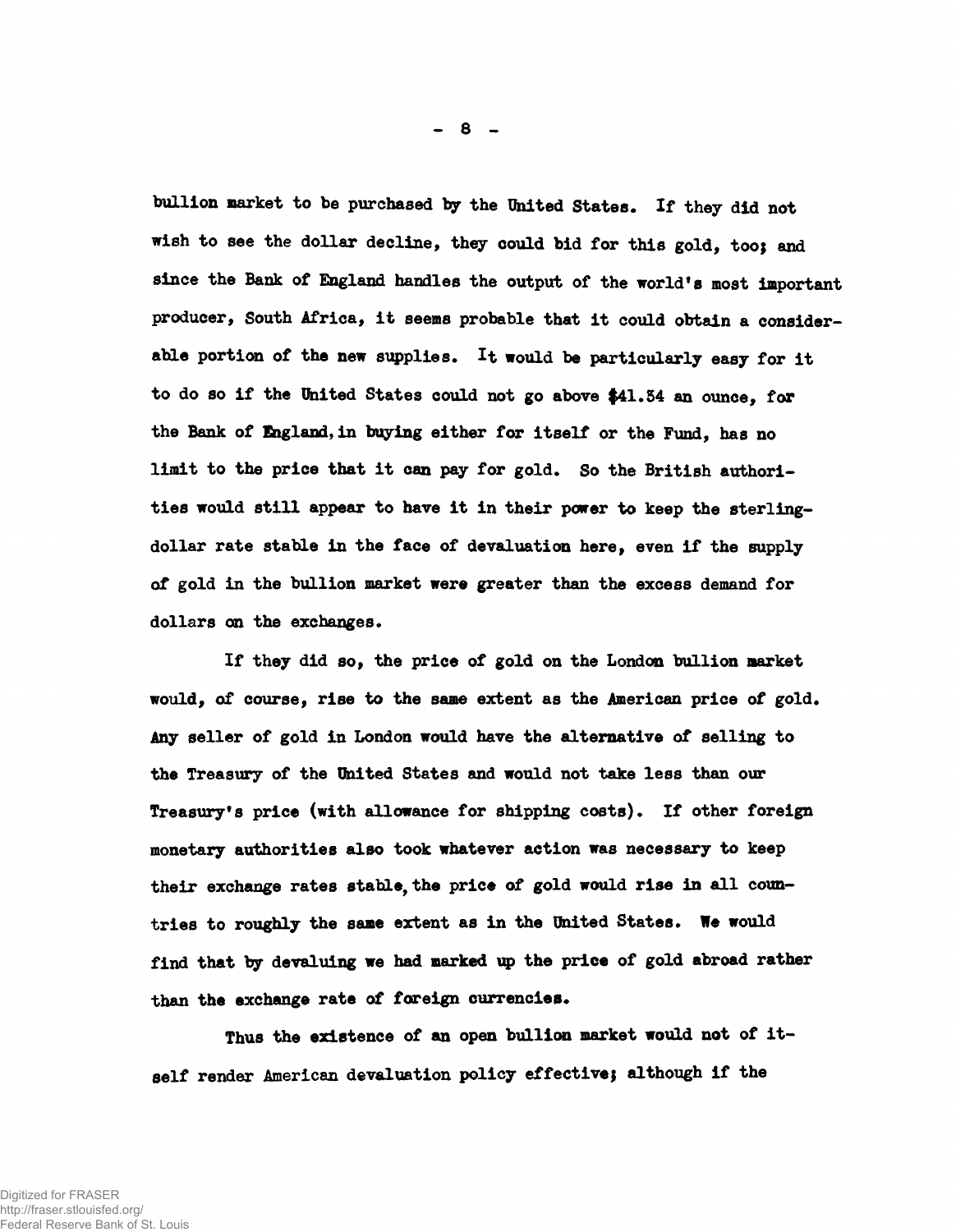bullion market to be purchased by the United States. If they did not wish to see the dollar decline, they could bid for this gold, too; and since the Bank of England handles the output of the world's most important producer, South Africa, it seems probable that it could obtain a considerable portion of the new supplies. It would be particularly easy for it to do so if the United States could not go above $41.34 an ounce, for the Bank of England, in buying either for itself or the Fund, has no limit to the price that it can pay for gold. So the British authorities would still appear to have it in their power to keep the sterling-dollar rate stable in the face of devaluation here, even if the supply of gold in the bullion market were greater than the excess demand for dollars on the exchanges.

If they did so, the price of gold on the London bullion market would, of course, rise to the same extent as the American price of gold. Any seller of gold in London would have the alternative of selling to the Treasury of the United States and would not take less than our Treasury's price (with allowance for shipping costs). If other foreign monetary authorities also took whatever action was necessary to keep their exchange rates stable, the price of gold would rise in all countries to roughly the same extent as in the United States. We would find that by devaluing we had marked up the price of gold abroad rather than the exchange rate of foreign currencies.

Thus the existence of an open bullion market would not of itself render American devaluation policy effective; although if the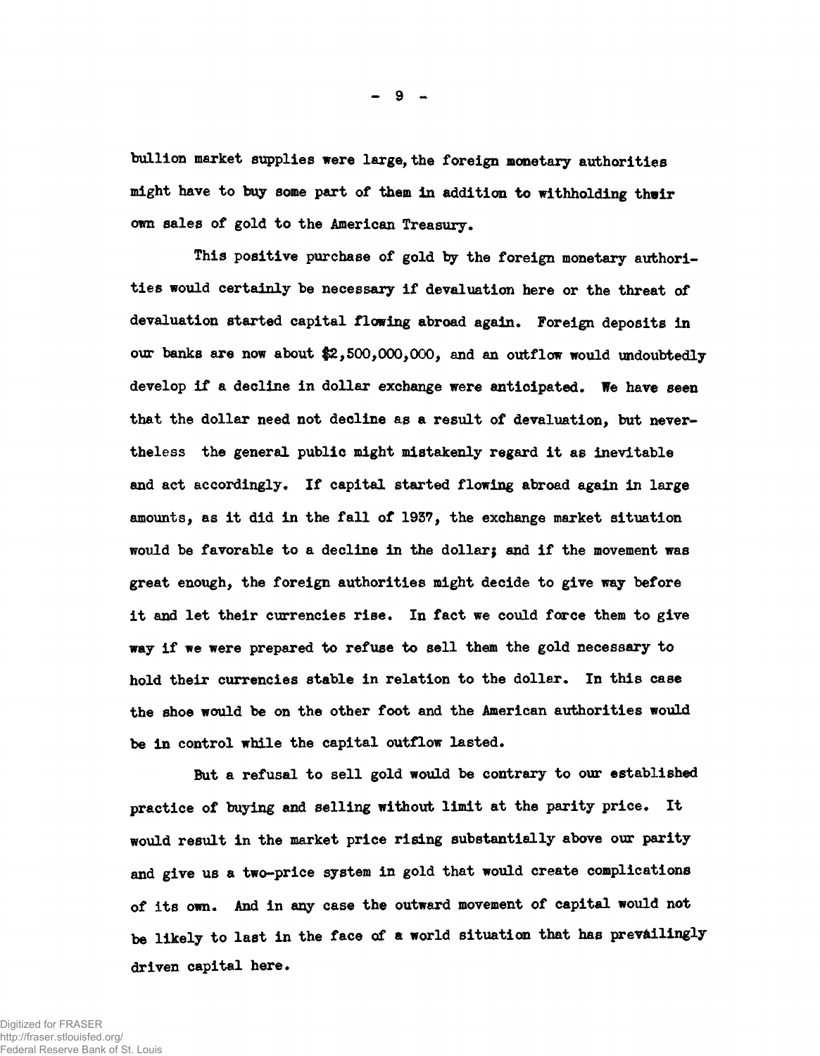bullion market supplies were large, the foreign monetary authorities might have to buy some part of them in addition to withholding their own sales of gold to the American Treasury.

This positive purchase of gold by the foreign monetary authorities would certainly be necessary if devaluation here or the threat of devaluation started capital flowing abroad again. Foreign deposits in our banks are now about $2,500,000,000, and an outflow would undoubtedly develop if a decline in dollar exchange were anticipated. We have seen that the dollar need not decline as a result of devaluation, but nevertheless the general public might mistakenly regard it as inevitable and act accordingly. If capital started flowing abroad again in large amounts, as it did in the fall of 1937, the exchange market situation would be favorable to a decline in the dollar; and if the movement was great enough, the foreign authorities might decide to give way before it and let their currencies rise. In fact we could force them to give way if we were prepared to refuse to sell them the gold necessary to hold their currencies stable in relation to the dollar. In this case the shoe would be on the other foot and the American authorities would be in control while the capital outflow lasted.

But a refusal to sell gold would be contrary to our established practice of buying and selling without limit at the parity price. It would result in the market price rising substantially above our parity and give us a two-price system in gold that would create complications of its own. And in any case the outward movement of capital would not be likely to last in the face of a world situation that has prevailingly driven capital here.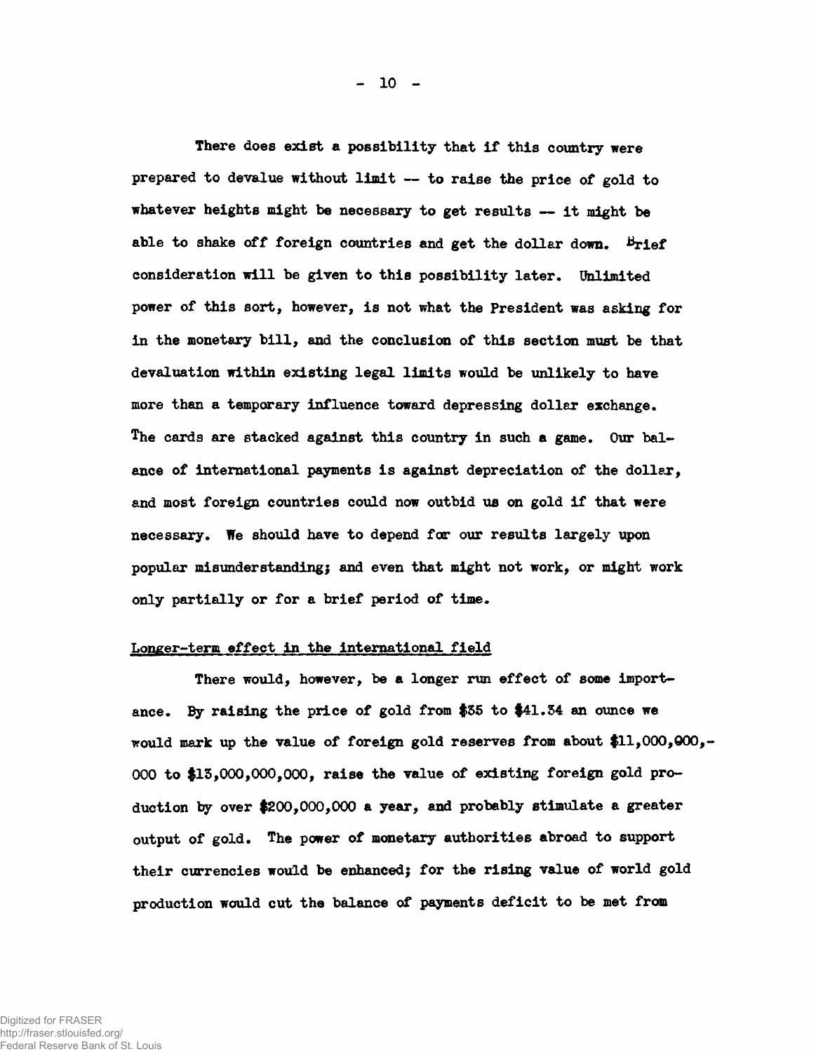There does exist a possibility that if this country were prepared to devalue without limit -- to raise the price of gold to whatever heights might be necessary to get results -- it might be able to shake off foreign countries and get the dollar down. Brief consideration will be given to this possibility later. Unlimited power of this sort, however, is not what the President was asking for in the monetary bill, and the conclusion of this section must be that devaluation within existing legal limits would be unlikely to have more than a temporary influence toward depressing dollar exchange. The cards are stacked against this country in such a game. Our balance of international payments is against depreciation of the dollar, and most foreign countries could now outbid us on gold if that were necessary. We should have to depend for our results largely upon popular misunderstanding; and even that might not work, or might work only partially or for a brief period of time.

Longer-term effect in the international field

There would, however, be a longer run effect of some importance. By raising the price of gold from $35 to $41.34 an ounce we would mark up the value of foreign gold reserves from about $11,000,000,000 to $13,000,000,000, raise the value of existing foreign gold production by over $200,000,000 a year, and probably stimulate a greater output of gold. The power of monetary authorities abroad to support their currencies would be enhanced; for the rising value of world gold production would cut the balance of payments deficit to be met from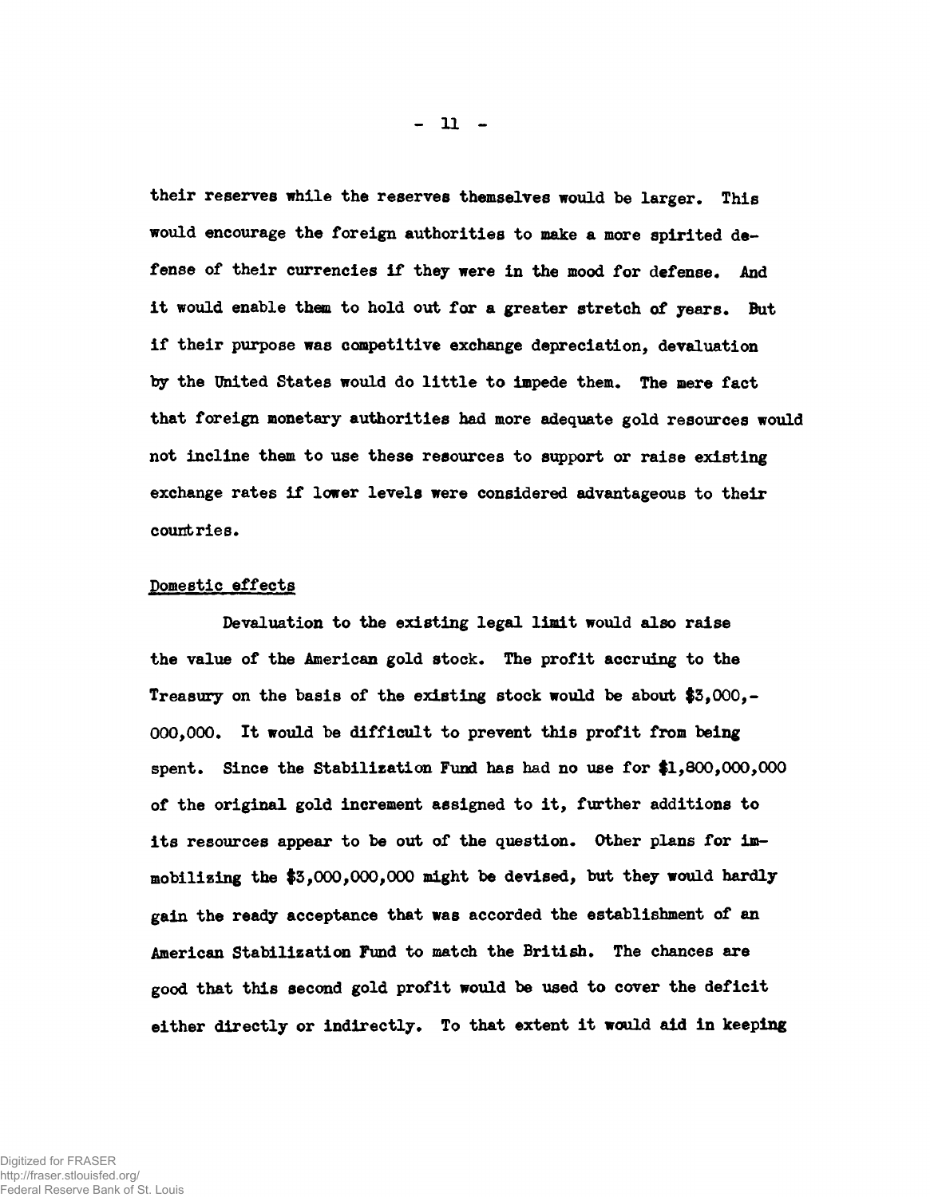their reserves while the reserves themselves would be larger. This would encourage the foreign authorities to make a more spirited defense of their currencies if they were in the mood for defense. And it would enable them to hold out for a greater stretch of years. But if their purpose was competitive exchange depreciation, devaluation by the United States would do little to impede them. The mere fact that foreign monetary authorities had more adequate gold resources would not incline them to use these resources to support or raise existing exchange rates if lower levels were considered advantageous to their countries.

## Domestic effects

Devaluation to the existing legal limit would also raise the value of the American gold stock. The profit accruing to the Treasury on the basis of the existing stock would be about $3,000,000,000. It would be difficult to prevent this profit from being spent. Since the Stabilization Fund has had no use for $1,800,000,000 of the original gold increment assigned to it, further additions to its resources appear to be out of the question. Other plans for immobilizing the $3,000,000,000 might be devised, but they would hardly gain the ready acceptance that was accorded the establishment of an American Stabilization Fund to match the British. The chances are good that this second gold profit would be used to cover the deficit either directly or indirectly. To that extent it would aid in keeping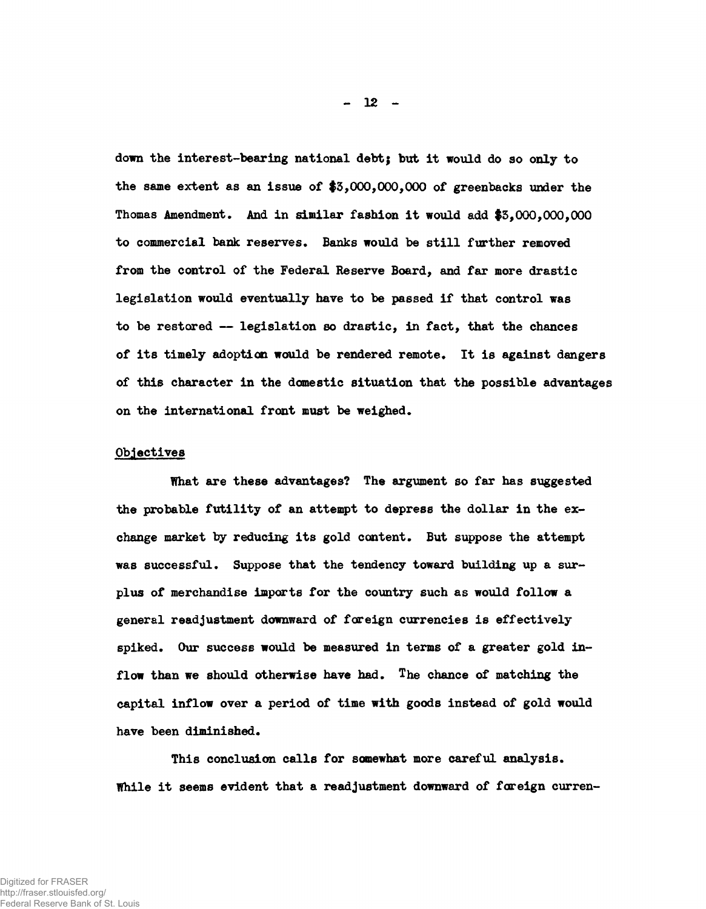down the interest-bearing national debt; but it would do so only to the same extent as an issue of $3,000,000,000 of greenbacks under the Thomas Amendment. And in similar fashion it would add $3,000,000,000 to commercial bank reserves. Banks would be still further removed from the control of the Federal Reserve Board, and far more drastic legislation would eventually have to be passed if that control was to be restored -- legislation so drastic, in fact, that the chances of its timely adoption would be rendered remote. It is against dangers of this character in the domestic situation that the possible advantages on the international front must be weighed.

## Objectives

What are these advantages? The argument so far has suggested the probable futility of an attempt to depress the dollar in the exchange market by reducing its gold content. But suppose the attempt was successful. Suppose that the tendency toward building up a surplus of merchandise imports for the country such as would follow a general readjustment downward of foreign currencies is effectively spiked. Our success would be measured in terms of a greater gold inflow than we should otherwise have had. The chance of matching the capital inflow over a period of time with goods instead of gold would have been diminished.

This conclusion calls for somewhat more careful analysis. While it seems evident that a readjustment downward of foreign curren-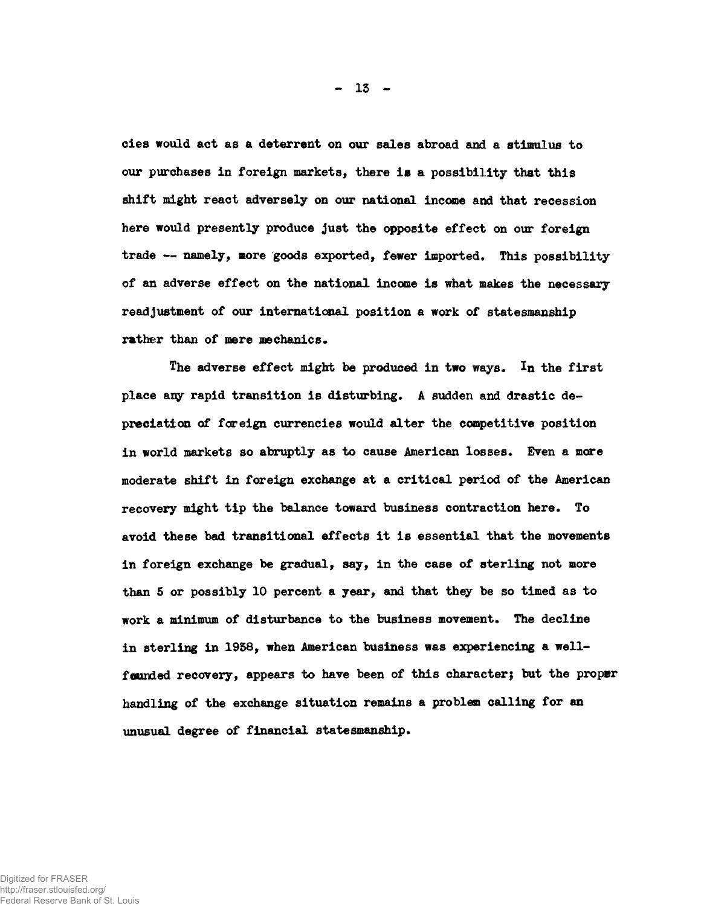cies would act as a deterrent on our sales abroad and a stimulus to our purchases in foreign markets, there is a possibility that this shift might react adversely on our national income and that recession here would presently produce just the opposite effect on our foreign trade -- namely, more goods exported, fewer imported. This possibility of an adverse effect on the national income is what makes the necessary readjustment of our international position a work of statesmanship rather than of mere mechanics.

The adverse effect might be produced in two ways. In the first place any rapid transition is disturbing. A sudden and drastic depreciation of foreign currencies would alter the competitive position in world markets so abruptly as to cause American losses. Even a more moderate shift in foreign exchange at a critical period of the American recovery might tip the balance toward business contraction here. To avoid these bad transitional effects it is essential that the movements in foreign exchange be gradual, say, in the case of sterling not more than 5 or possibly 10 percent a year, and that they be so timed as to work a minimum of disturbance to the business movement. The decline in sterling in 1938, when American business was experiencing a well-founded recovery, appears to have been of this character; but the proper handling of the exchange situation remains a problem calling for an unusual degree of financial statesmanship.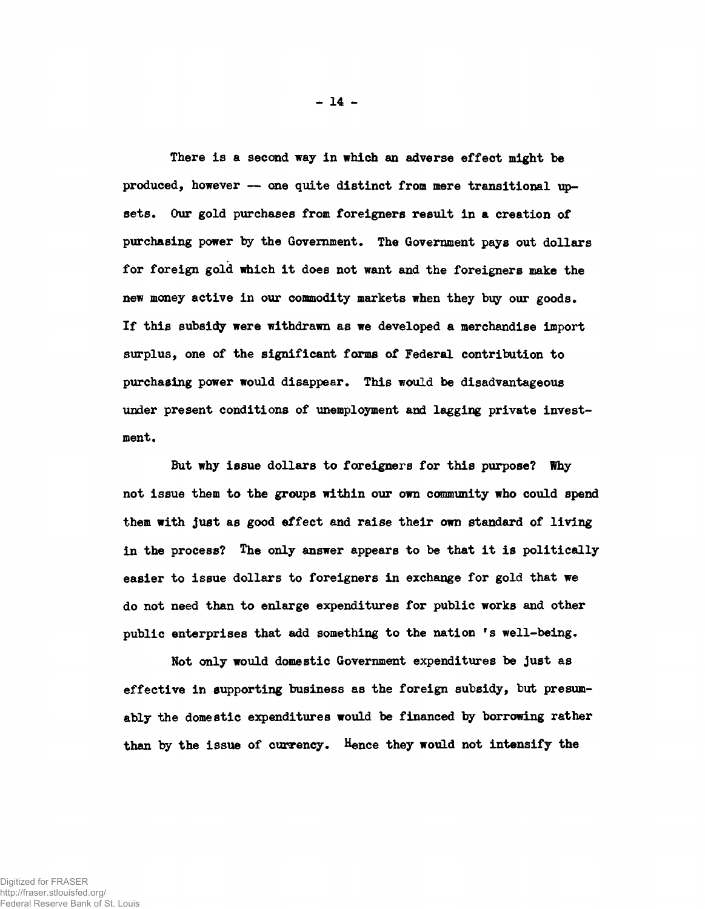There is a second way in which an adverse effect might be produced, however -- one quite distinct from mere transitional upsets. Our gold purchases from foreigners result in a creation of purchasing power by the Government. The Government pays out dollars for foreign gold which it does not want and the foreigners make the new money active in our commodity markets when they buy our goods. If this subsidy were withdrawn as we developed a merchandise import surplus, one of the significant forms of Federal contribution to purchasing power would disappear. This would be disadvantageous under present conditions of unemployment and lagging private investment.

But why issue dollars to foreigners for this purpose? Why not issue them to the groups within our own community who could spend them with just as good effect and raise their own standard of living in the process? The only answer appears to be that it is politically easier to issue dollars to foreigners in exchange for gold that we do not need than to enlarge expenditures for public works and other public enterprises that add something to the nation's well-being.

Not only would domestic Government expenditures be just as effective in supporting business as the foreign subsidy, but presumably the domestic expenditures would be financed by borrowing rather than by the issue of currency. Hence they would not intensify the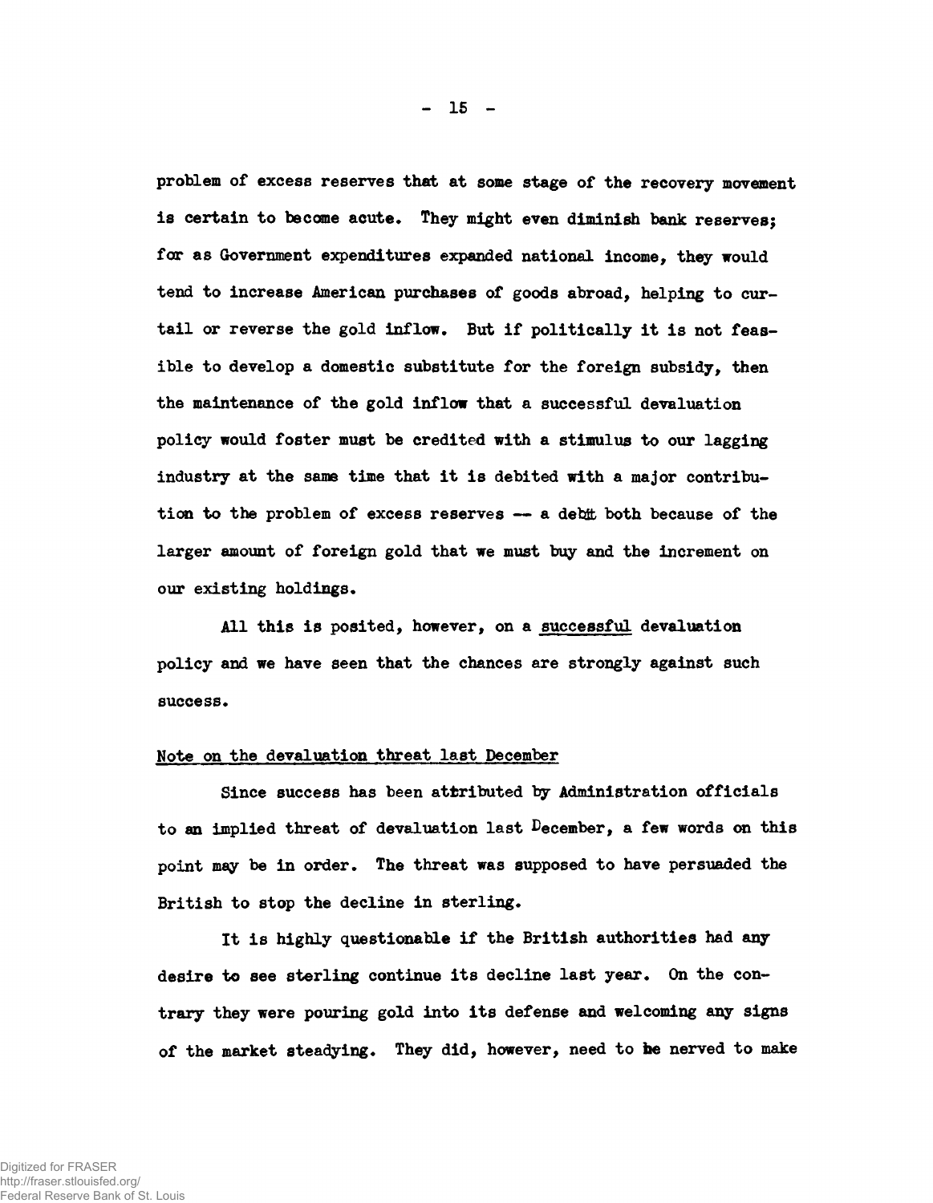problem of excess reserves that at some stage of the recovery movement is certain to become acute. They might even diminish bank reserves; for as Government expenditures expanded national income, they would tend to increase American purchases of goods abroad, helping to curtail or reverse the gold inflow. But if politically it is not feasible to develop a domestic substitute for the foreign subsidy, then the maintenance of the gold inflow that a successful devaluation policy would foster must be credited with a stimulus to our lagging industry at the same time that it is debited with a major contribution to the problem of excess reserves -- a debit both because of the larger amount of foreign gold that we must buy and the increment on our existing holdings.

All this is posited, however, on a <u>successful</u> devaluation policy and we have seen that the chances are strongly against such success.

<u>Note on the devaluation threat last December</u>

Since success has been attributed by Administration officials to an implied threat of devaluation last December, a few words on this point may be in order. The threat was supposed to have persuaded the British to stop the decline in sterling.

It is highly questionable if the British authorities had any desire to see sterling continue its decline last year. On the contrary they were pouring gold into its defense and welcoming any signs of the market steadying. They did, however, need to be nerved to make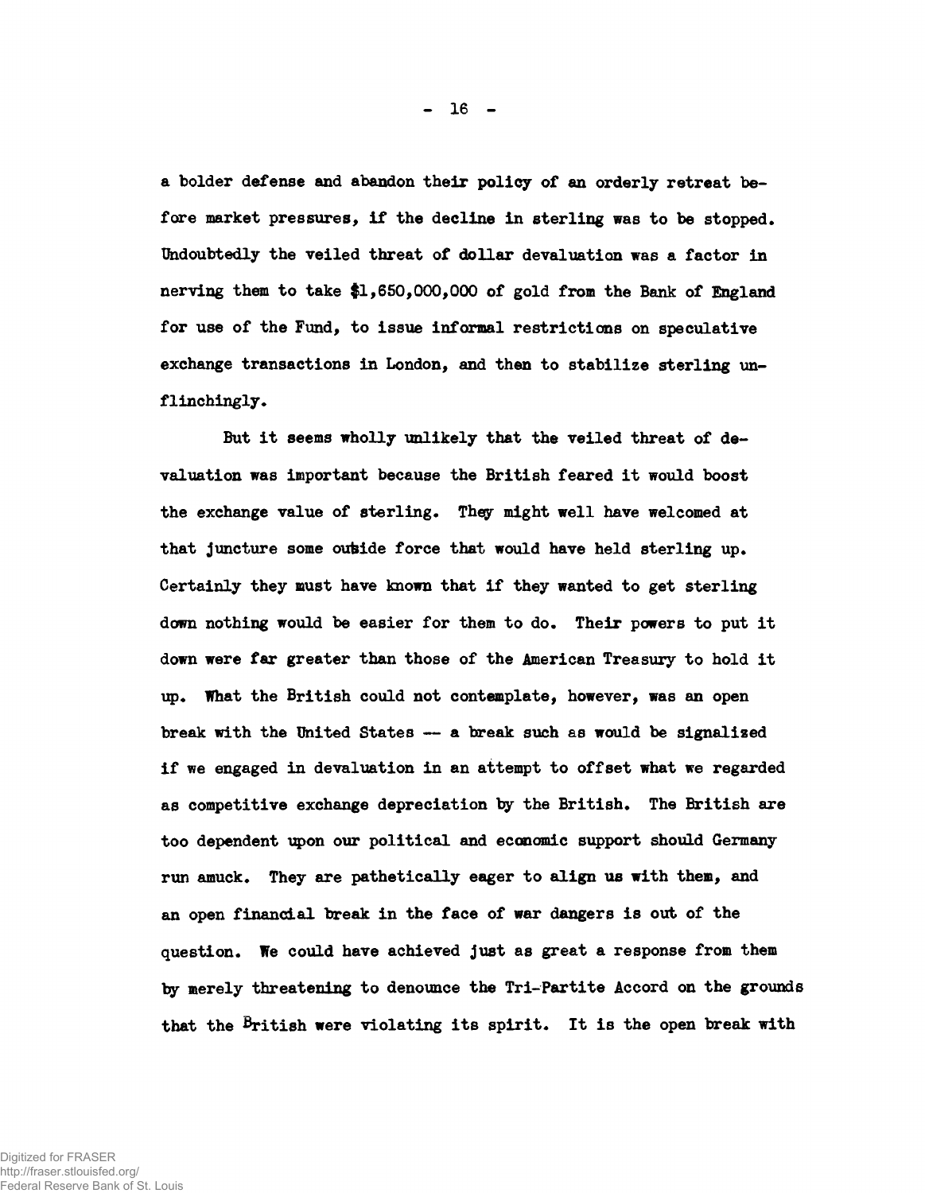a bolder defense and abandon their policy of an orderly retreat before market pressures, if the decline in sterling was to be stopped. Undoubtedly the veiled threat of dollar devaluation was a factor in nerving them to take $1,650,000,000 of gold from the Bank of England for use of the Fund, to issue informal restrictions on speculative exchange transactions in London, and then to stabilize sterling unflinchingly.

But it seems wholly unlikely that the veiled threat of devaluation was important because the British feared it would boost the exchange value of sterling. They might well have welcomed at that juncture some outside force that would have held sterling up. Certainly they must have known that if they wanted to get sterling down nothing would be easier for them to do. Their powers to put it down were far greater than those of the American Treasury to hold it up. What the British could not contemplate, however, was an open break with the United States -- a break such as would be signalized if we engaged in devaluation in an attempt to offset what we regarded as competitive exchange depreciation by the British. The British are too dependent upon our political and economic support should Germany run amuck. They are pathetically eager to align us with them, and an open financial break in the face of war dangers is out of the question. We could have achieved just as great a response from them by merely threatening to denounce the Tri-Partite Accord on the grounds that the British were violating its spirit. It is the open break with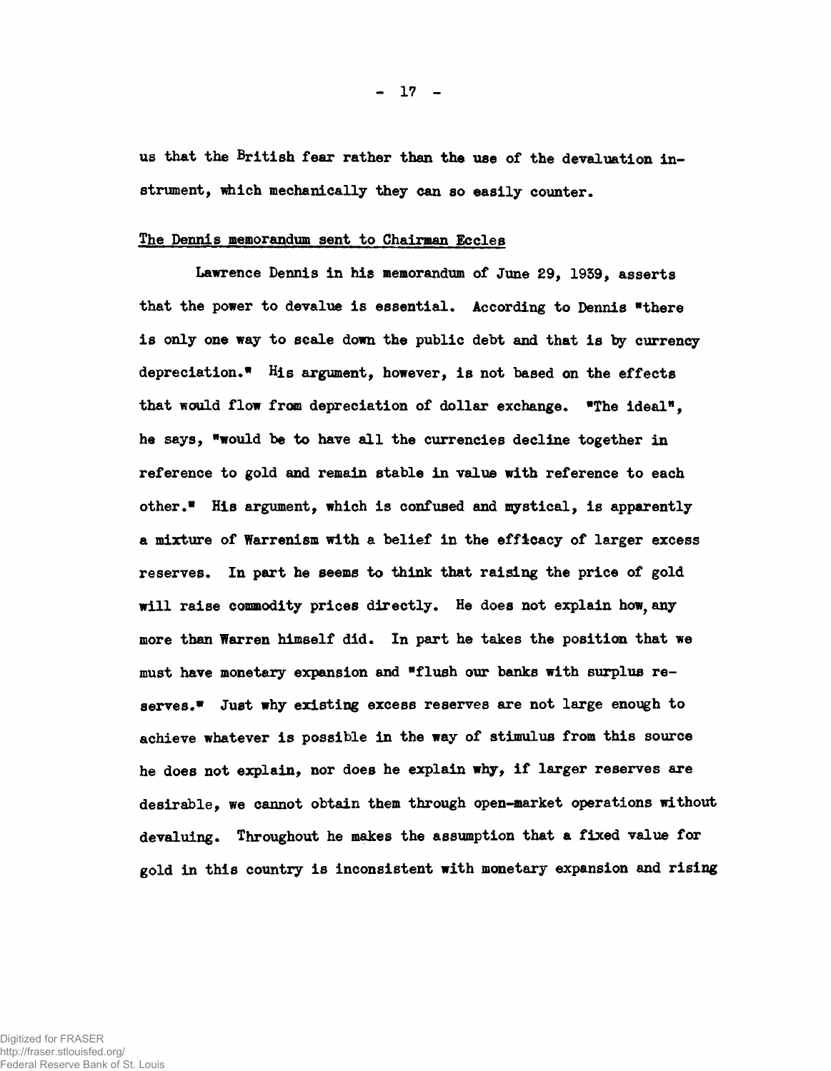us that the British fear rather than the use of the devaluation instrument, which mechanically they can so easily counter.

The Dennis memorandum sent to Chairman Eccles

Lawrence Dennis in his memorandum of June 29, 1939, asserts that the power to devalue is essential. According to Dennis "there is only one way to scale down the public debt and that is by currency depreciation." His argument, however, is not based on the effects that would flow from depreciation of dollar exchange. "The ideal", he says, "would be to have all the currencies decline together in reference to gold and remain stable in value with reference to each other." His argument, which is confused and mystical, is apparently a mixture of Warrenism with a belief in the efficacy of larger excess reserves. In part he seems to think that raising the price of gold will raise commodity prices directly. He does not explain how, any more than Warren himself did. In part he takes the position that we must have monetary expansion and "flush our banks with surplus reserves." Just why existing excess reserves are not large enough to achieve whatever is possible in the way of stimulus from this source he does not explain, nor does he explain why, if larger reserves are desirable, we cannot obtain them through open-market operations without devaluing. Throughout he makes the assumption that a fixed value for gold in this country is inconsistent with monetary expansion and rising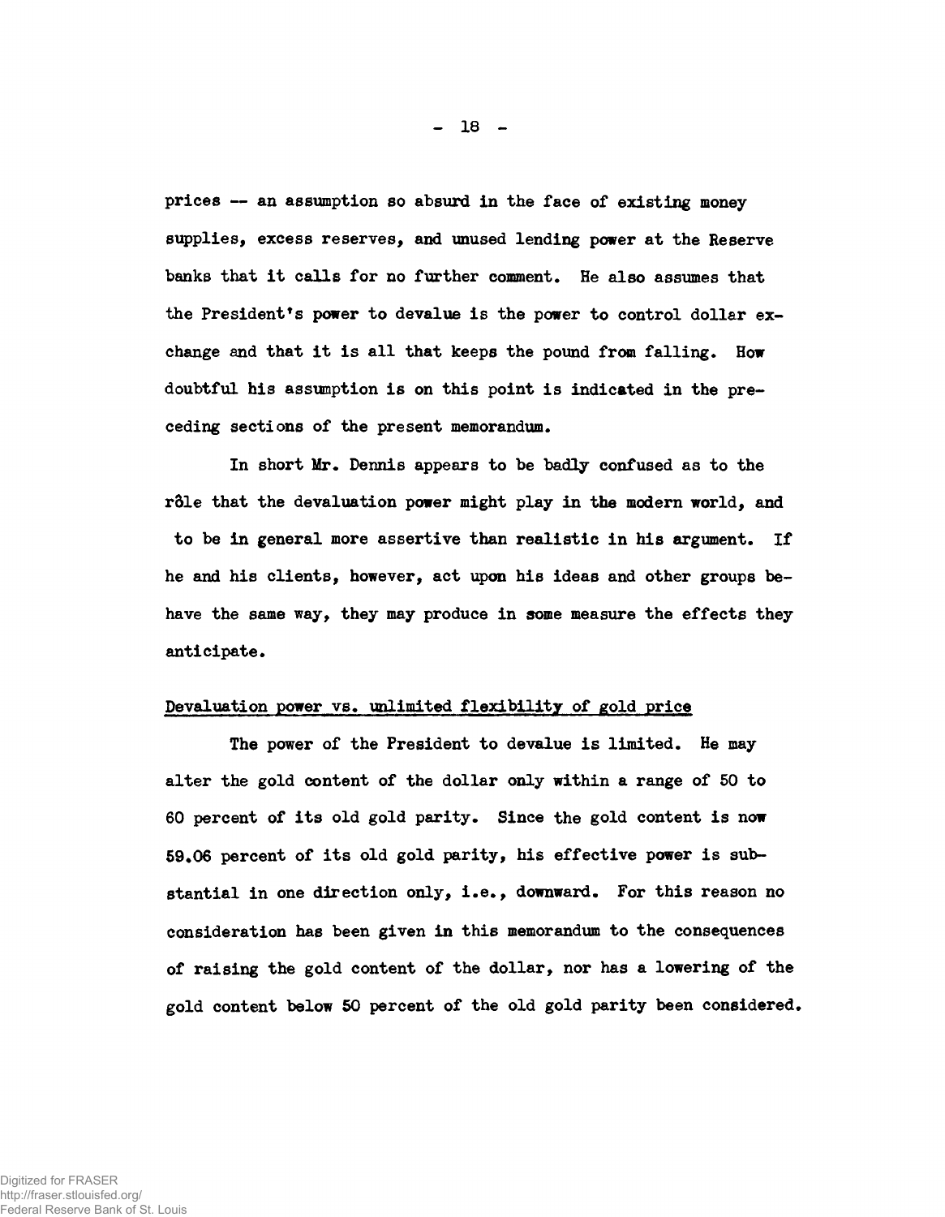prices -- an assumption so absurd in the face of existing money supplies, excess reserves, and unused lending power at the Reserve banks that it calls for no further comment. He also assumes that the President's power to devalue is the power to control dollar exchange and that it is all that keeps the pound from falling. How doubtful his assumption is on this point is indicated in the preceding sections of the present memorandum.

In short Mr. Dennis appears to be badly confused as to the rôle that the devaluation power might play in the modern world, and to be in general more assertive than realistic in his argument. If he and his clients, however, act upon his ideas and other groups behave the same way, they may produce in some measure the effects they anticipate.

## Devaluation power vs. unlimited flexibility of gold price

The power of the President to devalue is limited. He may alter the gold content of the dollar only within a range of 50 to 60 percent of its old gold parity. Since the gold content is now 59.06 percent of its old gold parity, his effective power is substantial in one direction only, i.e., downward. For this reason no consideration has been given in this memorandum to the consequences of raising the gold content of the dollar, nor has a lowering of the gold content below 50 percent of the old gold parity been considered.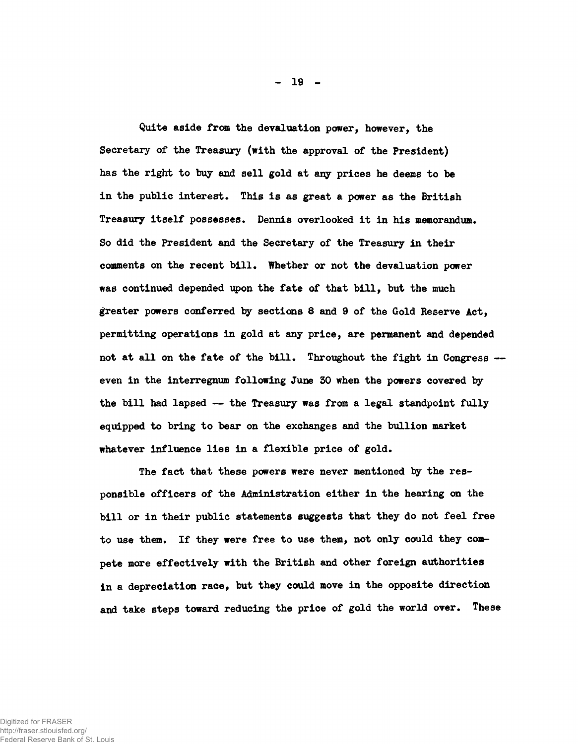Quite aside from the devaluation power, however, the Secretary of the Treasury (with the approval of the President) has the right to buy and sell gold at any prices he deems to be in the public interest. This is as great a power as the British Treasury itself possesses. Dennis overlooked it in his memorandum. So did the President and the Secretary of the Treasury in their comments on the recent bill. Whether or not the devaluation power was continued depended upon the fate of that bill, but the much greater powers conferred by sections 8 and 9 of the Gold Reserve Act, permitting operations in gold at any price, are permanent and depended not at all on the fate of the bill. Throughout the fight in Congress -- even in the interregnum following June 30 when the powers covered by the bill had lapsed -- the Treasury was from a legal standpoint fully equipped to bring to bear on the exchanges and the bullion market whatever influence lies in a flexible price of gold.

The fact that these powers were never mentioned by the responsible officers of the Administration either in the hearing on the bill or in their public statements suggests that they do not feel free to use them. If they were free to use them, not only could they compete more effectively with the British and other foreign authorities in a depreciation race, but they could move in the opposite direction and take steps toward reducing the price of gold the world over. These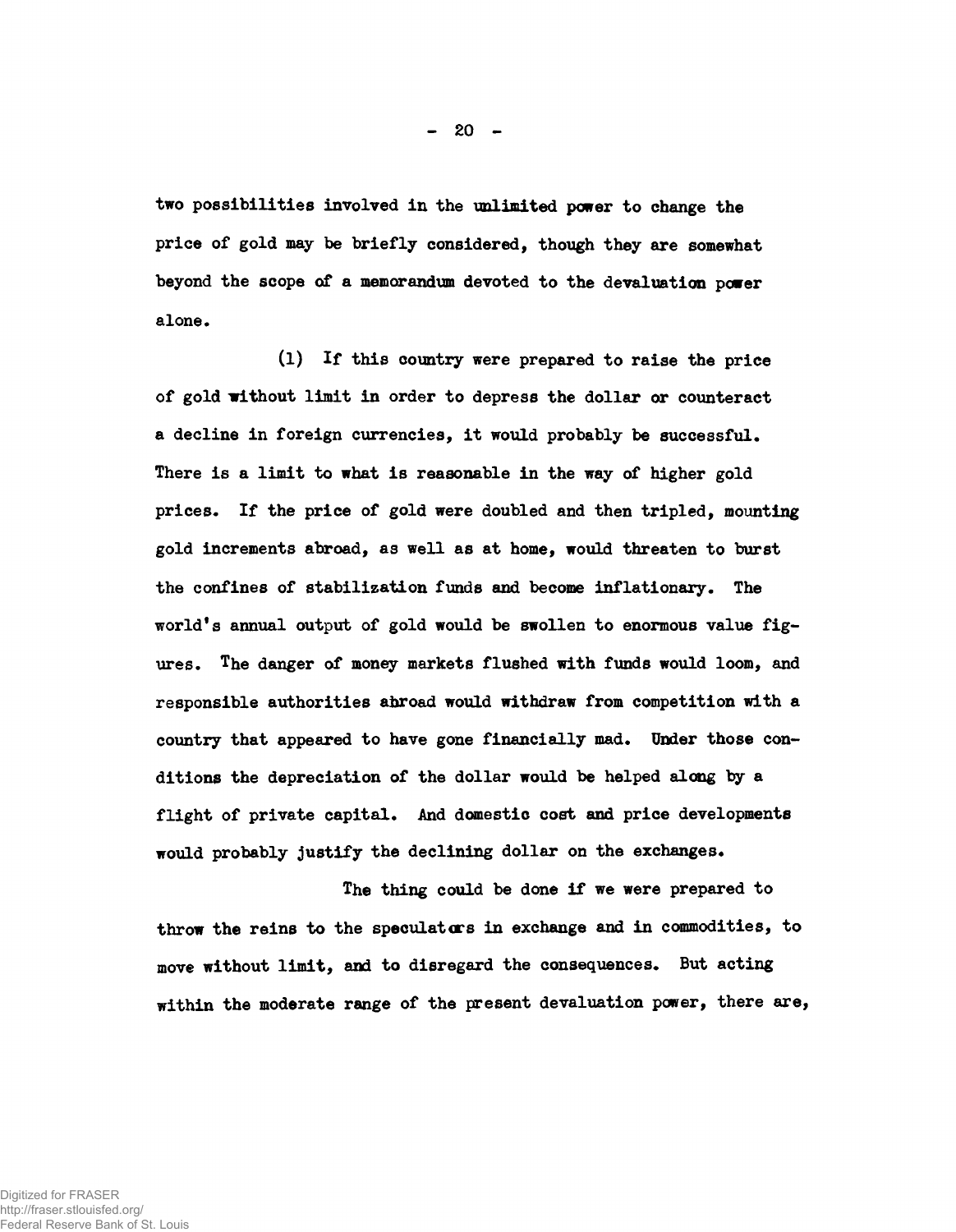two possibilities involved in the unlimited power to change the price of gold may be briefly considered, though they are somewhat beyond the scope of a memorandum devoted to the devaluation power alone.

(1) If this country were prepared to raise the price of gold without limit in order to depress the dollar or counteract a decline in foreign currencies, it would probably be successful. There is a limit to what is reasonable in the way of higher gold prices. If the price of gold were doubled and then tripled, mounting gold increments abroad, as well as at home, would threaten to burst the confines of stabilization funds and become inflationary. The world's annual output of gold would be swollen to enormous value figures. The danger of money markets flushed with funds would loom, and responsible authorities abroad would withdraw from competition with a country that appeared to have gone financially mad. Under those conditions the depreciation of the dollar would be helped along by a flight of private capital. And domestic cost and price developments would probably justify the declining dollar on the exchanges.

The thing could be done if we were prepared to throw the reins to the speculators in exchange and in commodities, to move without limit, and to disregard the consequences. But acting within the moderate range of the present devaluation power, there are,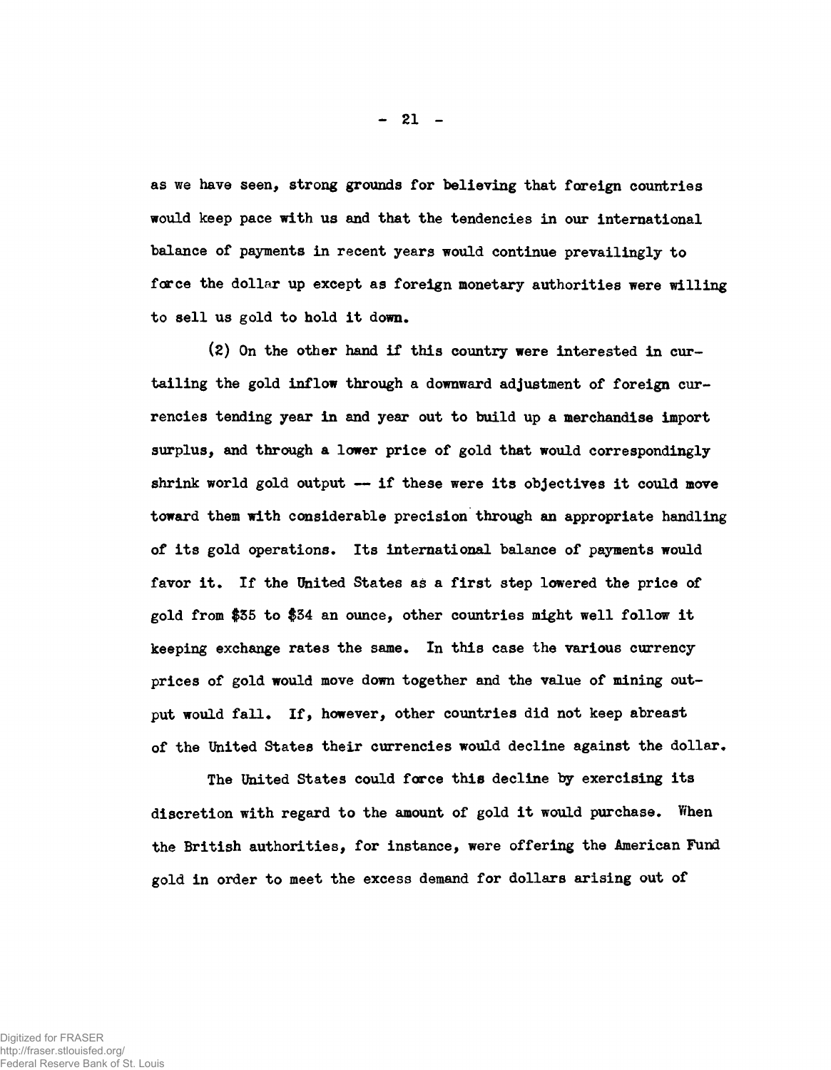as we have seen, strong grounds for believing that foreign countries would keep pace with us and that the tendencies in our international balance of payments in recent years would continue prevailingly to force the dollar up except as foreign monetary authorities were willing to sell us gold to hold it down.

(2) On the other hand if this country were interested in curtailing the gold inflow through a downward adjustment of foreign currencies tending year in and year out to build up a merchandise import surplus, and through a lower price of gold that would correspondingly shrink world gold output -- if these were its objectives it could move toward them with considerable precision through an appropriate handling of its gold operations. Its international balance of payments would favor it. If the United States as a first step lowered the price of gold from $35 to $34 an ounce, other countries might well follow it keeping exchange rates the same. In this case the various currency prices of gold would move down together and the value of mining output would fall. If, however, other countries did not keep abreast of the United States their currencies would decline against the dollar.

The United States could force this decline by exercising its discretion with regard to the amount of gold it would purchase. When the British authorities, for instance, were offering the American Fund gold in order to meet the excess demand for dollars arising out of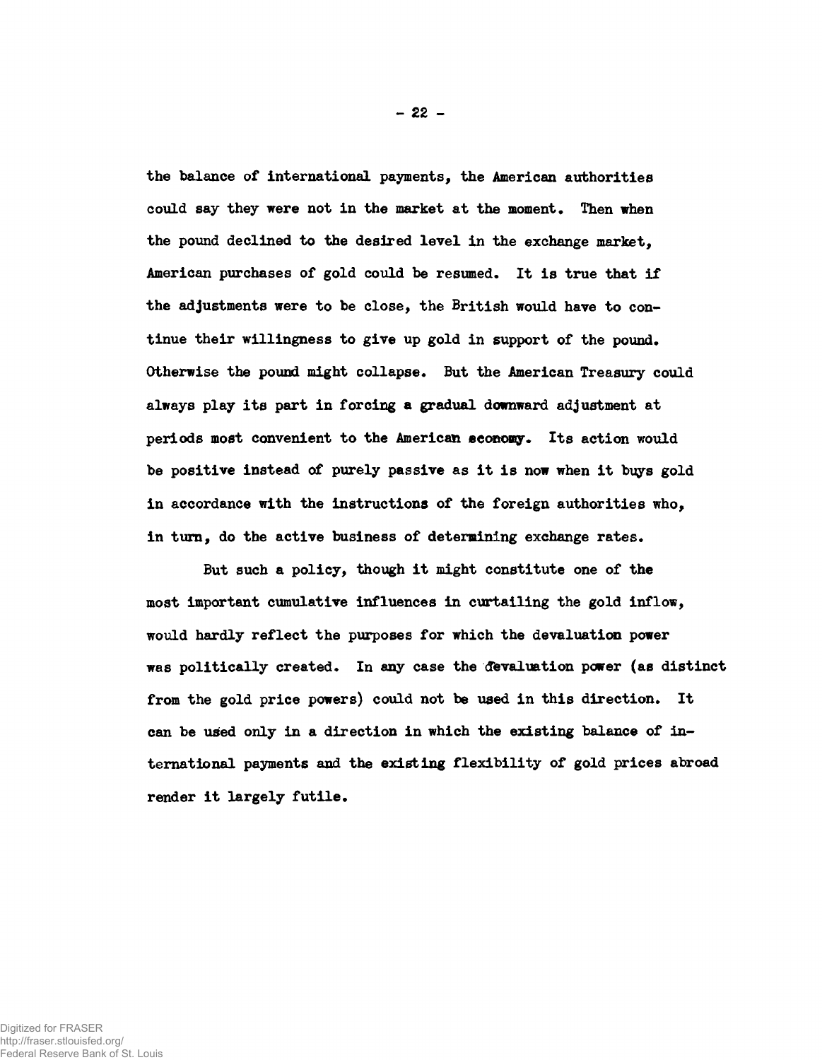the balance of international payments, the American authorities could say they were not in the market at the moment. Then when the pound declined to the desired level in the exchange market, American purchases of gold could be resumed. It is true that if the adjustments were to be close, the British would have to continue their willingness to give up gold in support of the pound. Otherwise the pound might collapse. But the American Treasury could always play its part in forcing a gradual downward adjustment at periods most convenient to the American economy. Its action would be positive instead of purely passive as it is now when it buys gold in accordance with the instructions of the foreign authorities who, in turn, do the active business of determining exchange rates.

But such a policy, though it might constitute one of the most important cumulative influences in curtailing the gold inflow, would hardly reflect the purposes for which the devaluation power was politically created. In any case the devaluation power (as distinct from the gold price powers) could not be used in this direction. It can be used only in a direction in which the existing balance of international payments and the existing flexibility of gold prices abroad render it largely futile.